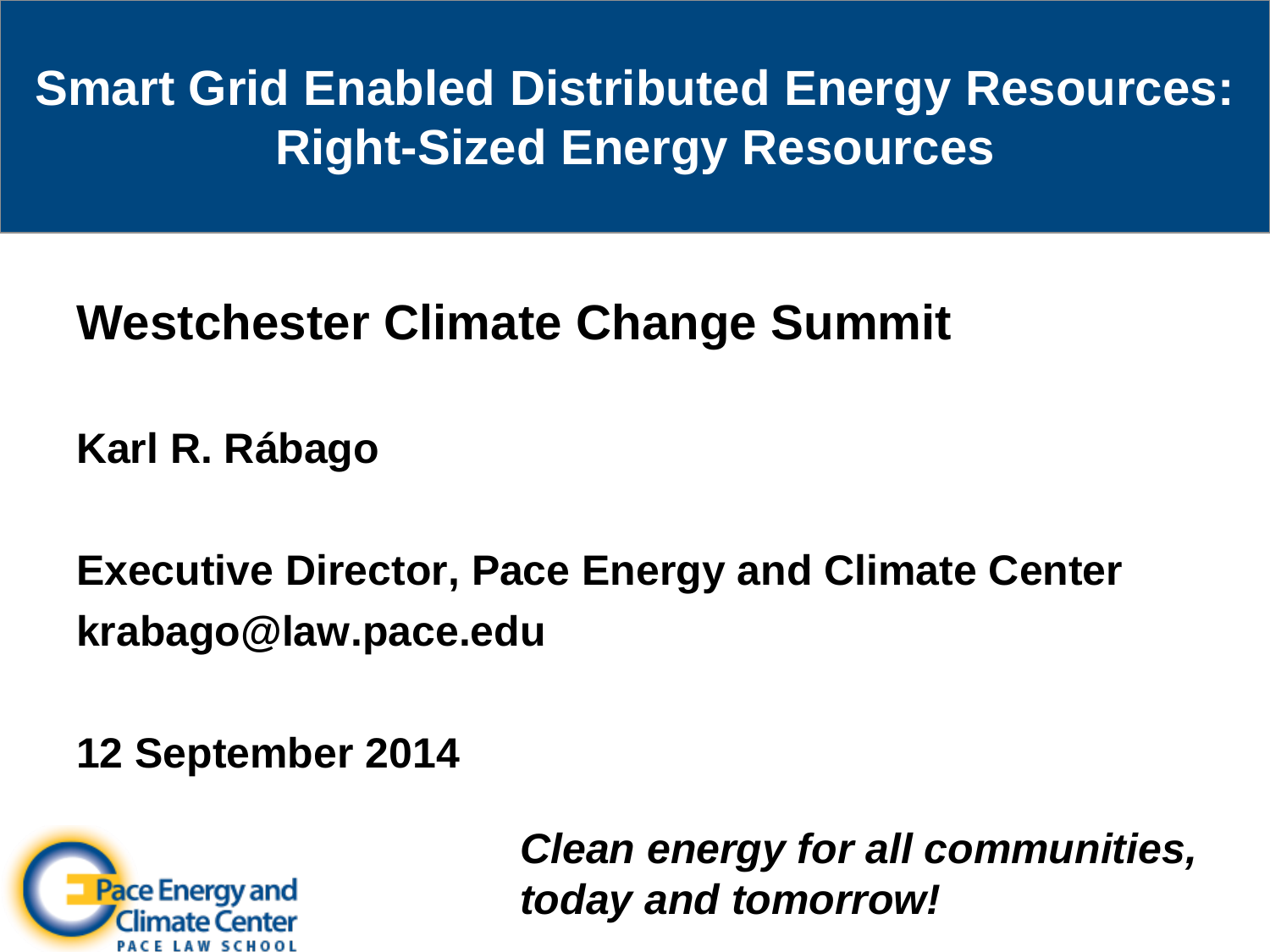# Smart Grid Enabled Distributed Energy Resources: Right-Sized Energy Resources

**Westchester Climate Change Summit**

**Karl R. Rábago**

**Executive Director, Pace Energy and Climate Center**
**krabago@law.pace.edu**

**12 September 2014**

Pace Energy and Climate Center
PACE LAW SCHOOL

***Clean energy for all communities, today and tomorrow!***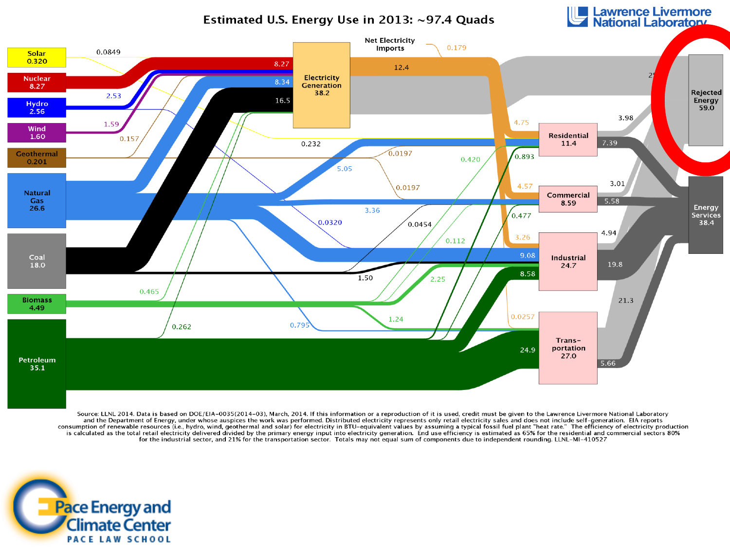# Estimated U.S. Energy Use in 2013: ~97.4 Quads

Lawrence Livermore National Laboratory

Solar 0.320
Nuclear 8.27
Hydro 2.56
Wind 1.60
Geothermal 0.201
Natural Gas 26.6
Coal 18.0
Biomass 4.49
Petroleum 35.1

Electricity Generation 38.2

Net Electricity Imports 0.179

Residential 11.4
Commercial 8.59
Industrial 24.7
Transportation 27.0

Rejected Energy 59.0
Energy Services 38.4

0.0849, 8.27, 2.53, 8.34, 1.59, 16.5, 0.157, 0.232, 12.4, 4.75, 0.420, 0.893, 5.05, 0.0197, 0.0197, 4.57, 0.477, 3.36, 0.0320, 0.0454, 0.112, 3.26, 9.08, 1.50, 2.25, 8.58, 0.465, 1.24, 0.0257, 0.262, 0.795, 24.9, 3.98, 7.39, 3.01, 5.58, 4.94, 19.8, 21.3, 5.66, 25

Source: LLNL 2014. Data is based on DOE/EIA-0035(2014-03), March, 2014. If this information or a reproduction of it is used, credit must be given to the Lawrence Livermore National Laboratory and the Department of Energy, under whose auspices the work was performed. Distributed electricity represents only retail electricity sales and does not include self-generation. EIA reports consumption of renewable resources (i.e., hydro, wind, geothermal and solar) for electricity in BTU-equivalent values by assuming a typical fossil fuel plant "heat rate." The efficiency of electricity production is calculated as the total retail electricity delivered divided by the primary energy input into electricity generation. End use efficiency is estimated as 65% for the residential and commercial sectors 80% for the industrial sector, and 21% for the transportation sector. Totals may not equal sum of components due to independent rounding. LLNL-MI-410527

Pace Energy and Climate Center
PACE LAW SCHOOL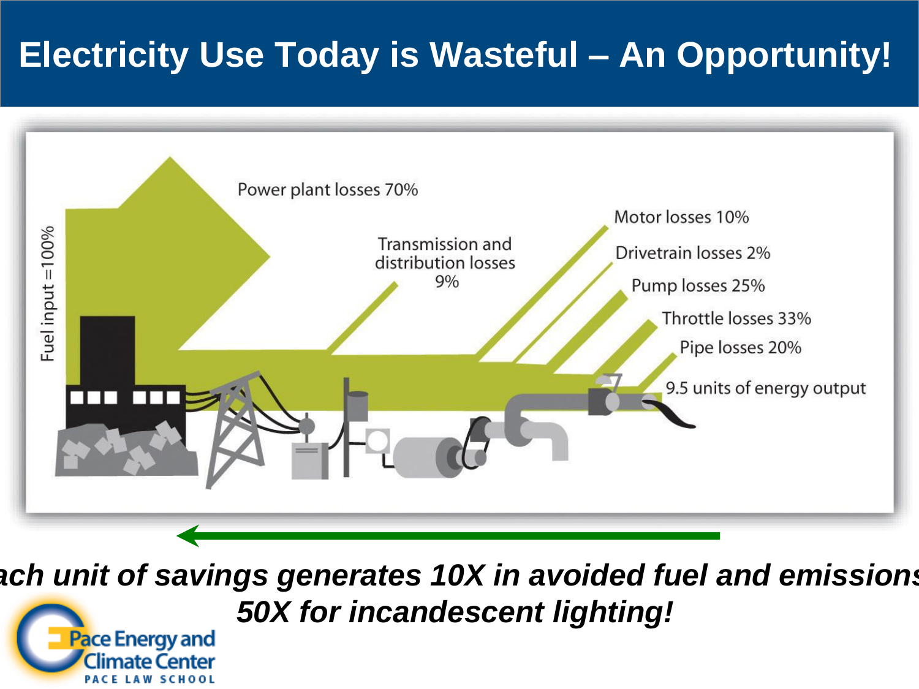# Electricity Use Today is Wasteful – An Opportunity!

Fuel input =100%

Power plant losses 70%

Transmission and distribution losses 9%

Motor losses 10%

Drivetrain losses 2%

Pump losses 25%

Throttle losses 33%

Pipe losses 20%

9.5 units of energy output

***ach unit of savings generates 10X in avoided fuel and emissions***

***50X for incandescent lighting!***

Pace Energy and Climate Center

PACE LAW SCHOOL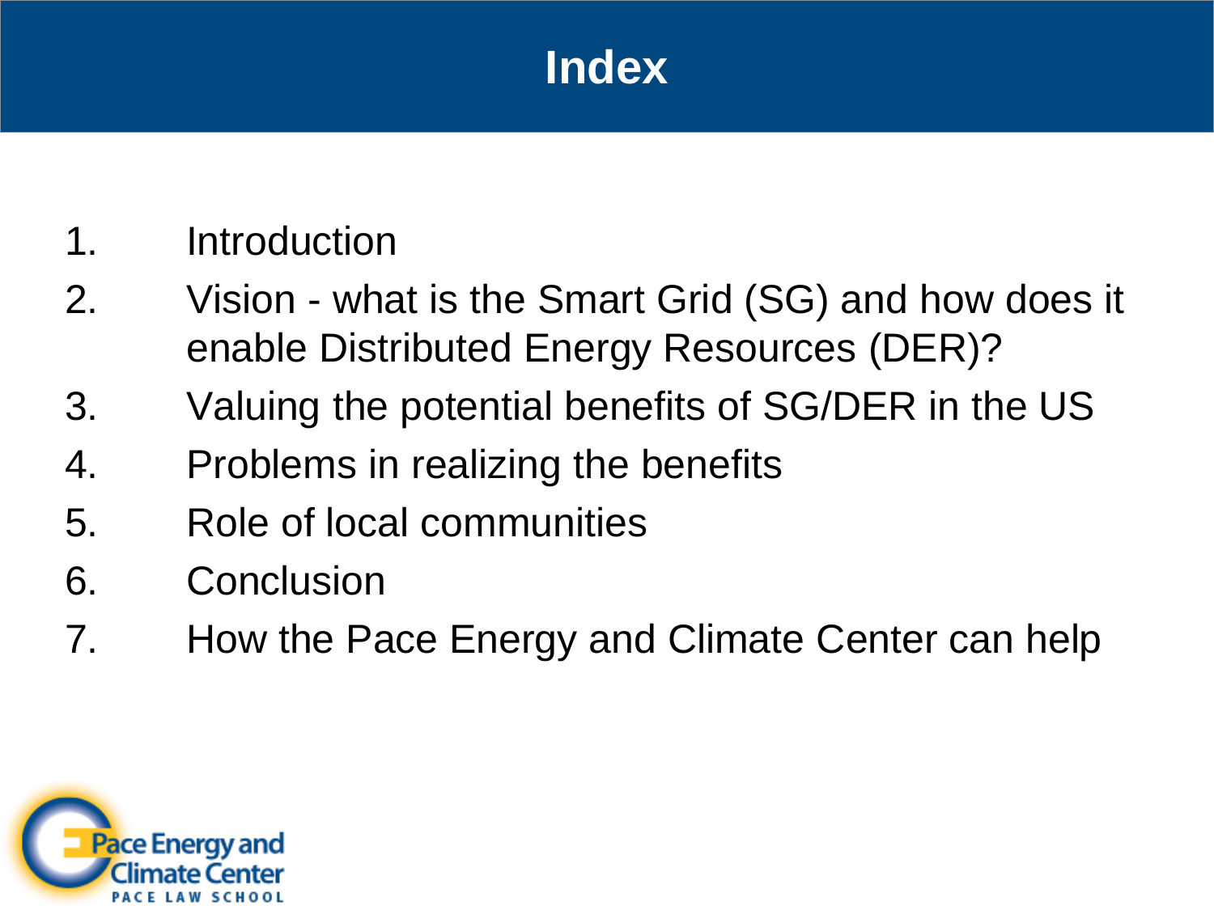# Index

1. Introduction
2. Vision - what is the Smart Grid (SG) and how does it enable Distributed Energy Resources (DER)?
3. Valuing the potential benefits of SG/DER in the US
4. Problems in realizing the benefits
5. Role of local communities
6. Conclusion
7. How the Pace Energy and Climate Center can help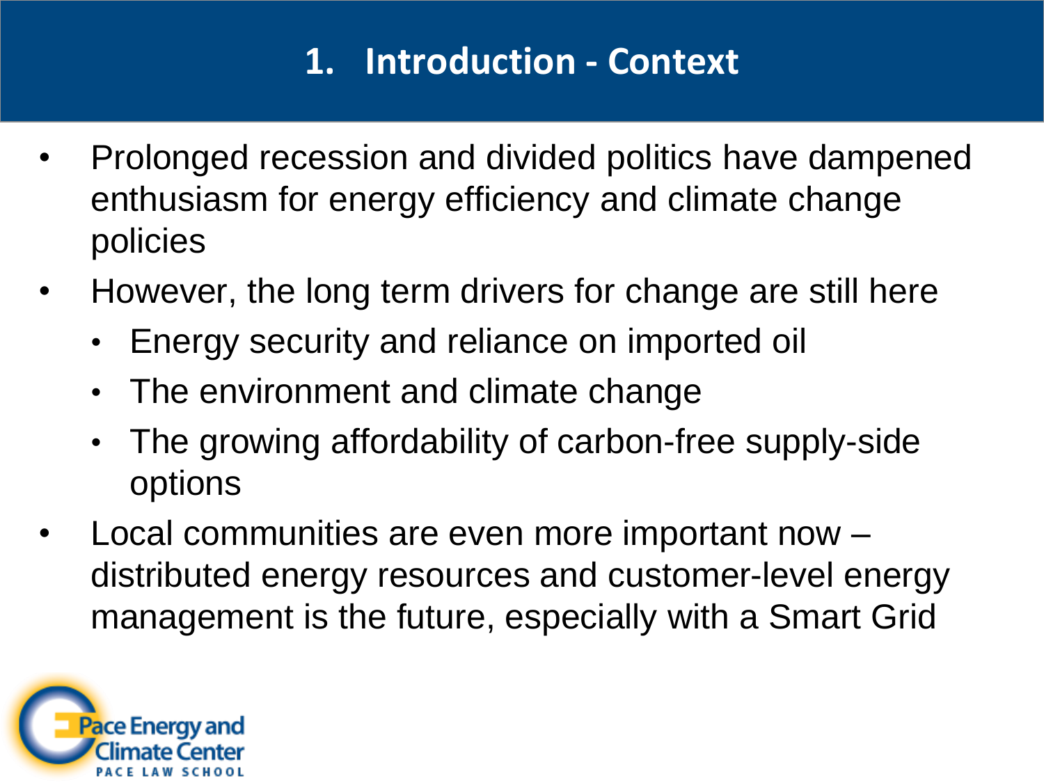# 1. Introduction - Context

- Prolonged recession and divided politics have dampened enthusiasm for energy efficiency and climate change policies
- However, the long term drivers for change are still here
  - Energy security and reliance on imported oil
  - The environment and climate change
  - The growing affordability of carbon-free supply-side options
- Local communities are even more important now – distributed energy resources and customer-level energy management is the future, especially with a Smart Grid

Pace Energy and Climate Center
PACE LAW SCHOOL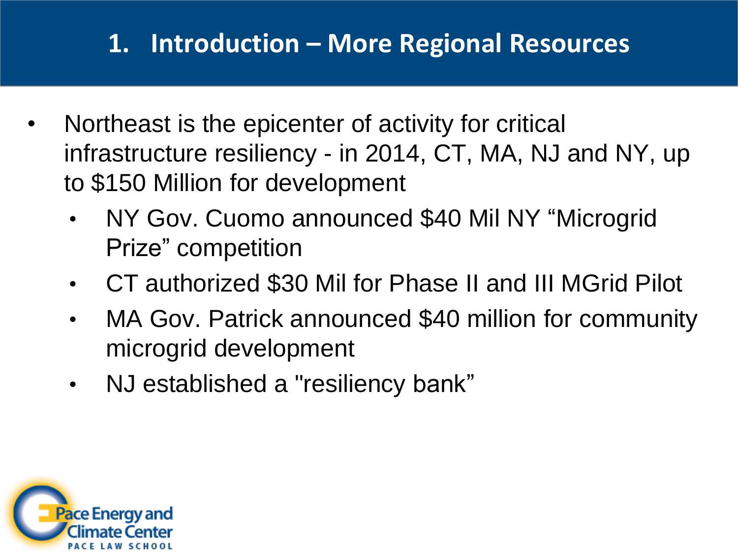# 1. Introduction – More Regional Resources

- Northeast is the epicenter of activity for critical infrastructure resiliency - in 2014, CT, MA, NJ and NY, up to $150 Million for development
  - NY Gov. Cuomo announced $40 Mil NY "Microgrid Prize" competition
  - CT authorized $30 Mil for Phase II and III MGrid Pilot
  - MA Gov. Patrick announced $40 million for community microgrid development
  - NJ established a "resiliency bank"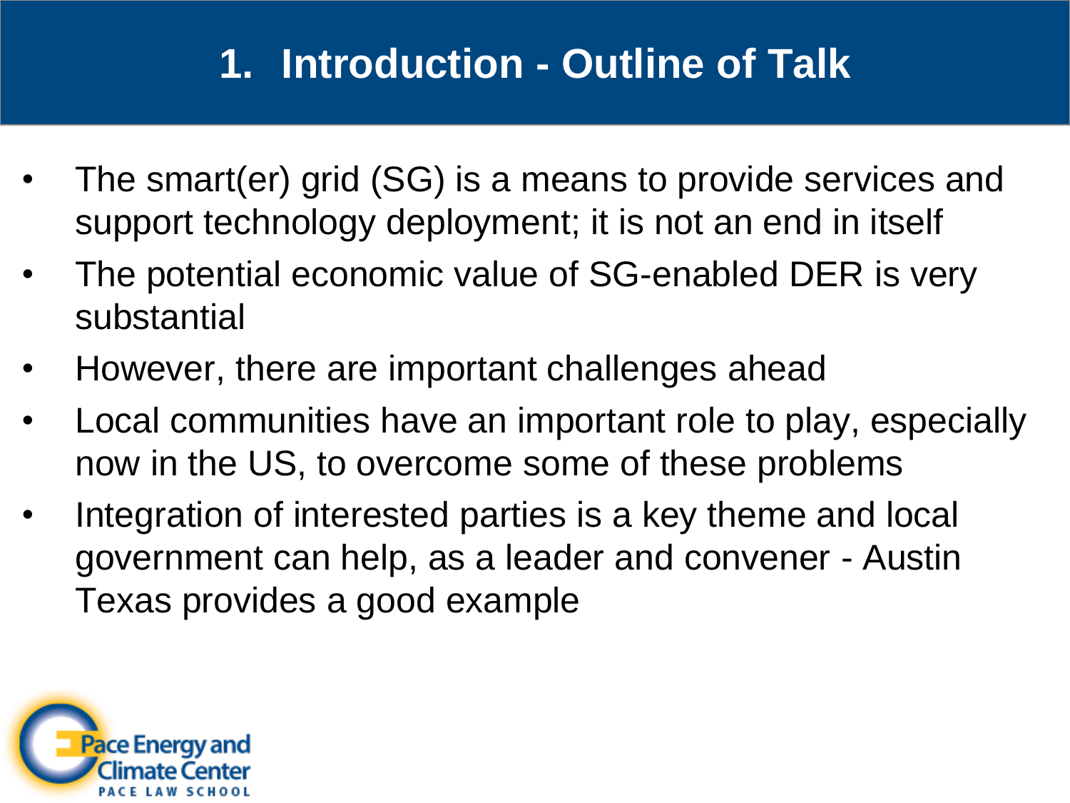# 1. Introduction - Outline of Talk

- The smart(er) grid (SG) is a means to provide services and support technology deployment; it is not an end in itself
- The potential economic value of SG-enabled DER is very substantial
- However, there are important challenges ahead
- Local communities have an important role to play, especially now in the US, to overcome some of these problems
- Integration of interested parties is a key theme and local government can help, as a leader and convener - Austin Texas provides a good example

Pace Energy and Climate Center
PACE LAW SCHOOL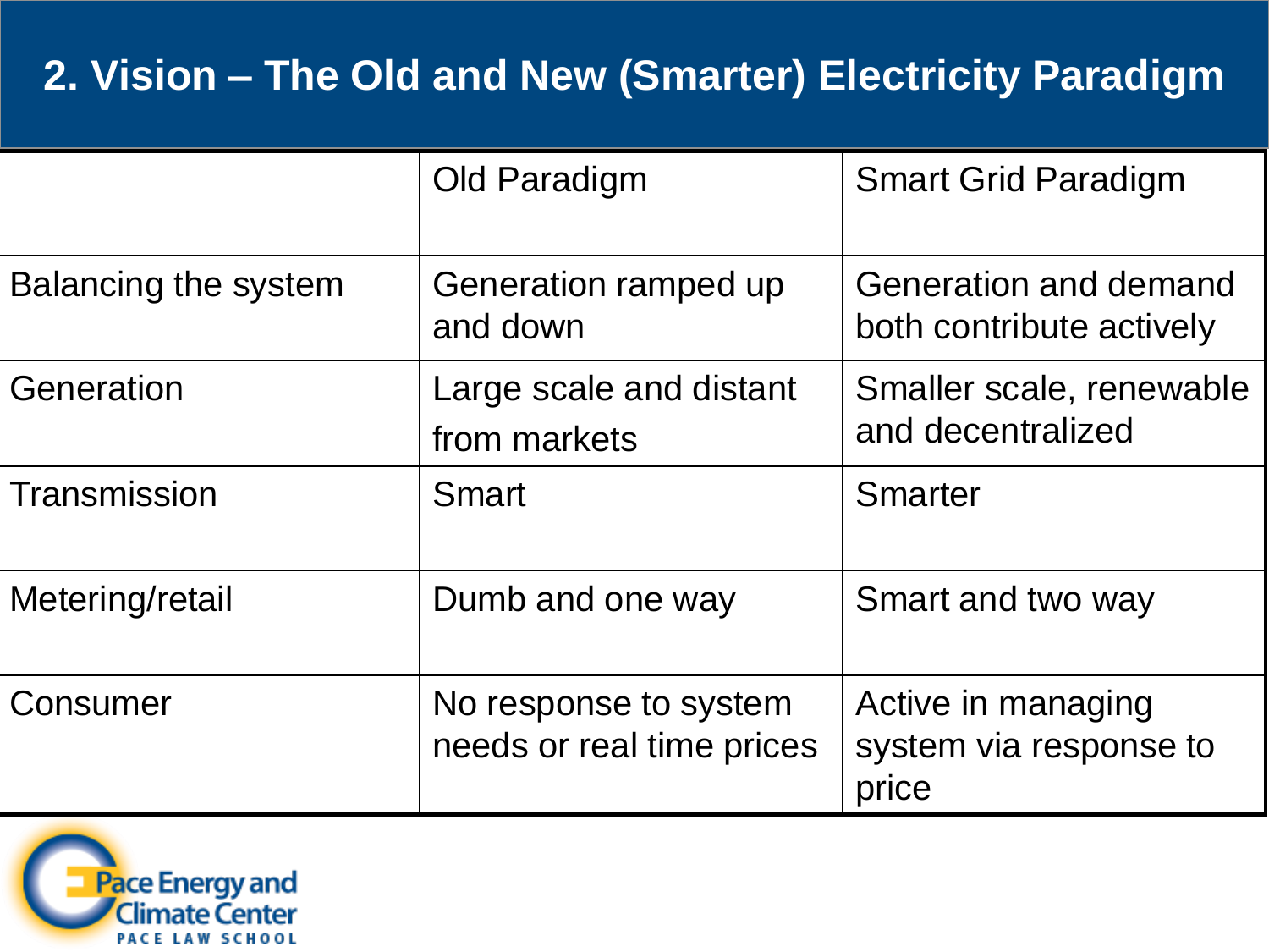## 2. Vision – The Old and New (Smarter) Electricity Paradigm

| | Old Paradigm | Smart Grid Paradigm |
|---|---|---|
| Balancing the system | Generation ramped up and down | Generation and demand both contribute actively |
| Generation | Large scale and distant from markets | Smaller scale, renewable and decentralized |
| Transmission | Smart | Smarter |
| Metering/retail | Dumb and one way | Smart and two way |
| Consumer | No response to system needs or real time prices | Active in managing system via response to price |

Pace Energy and Climate Center
PACE LAW SCHOOL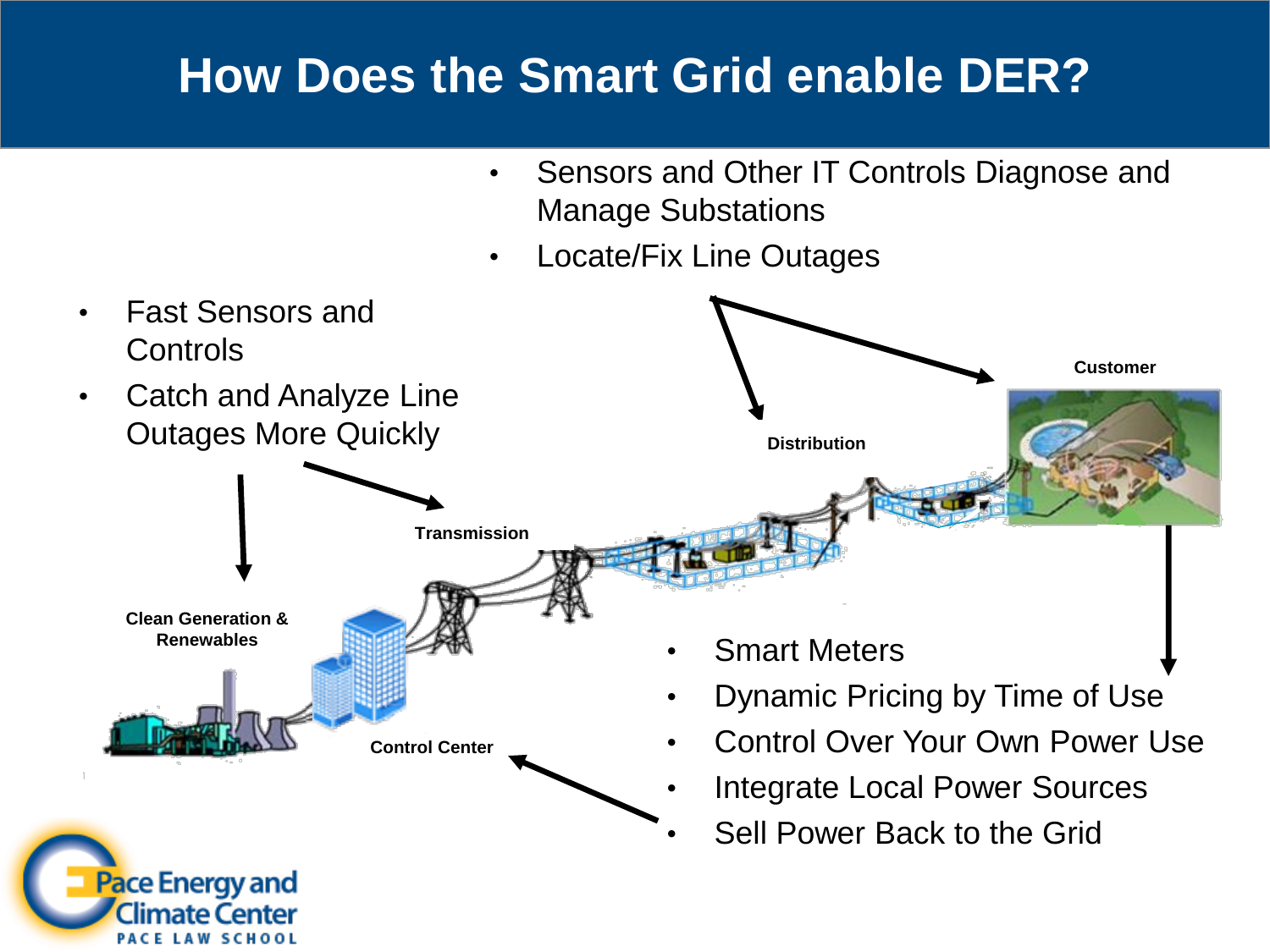# How Does the Smart Grid enable DER?

- Sensors and Other IT Controls Diagnose and Manage Substations
- Locate/Fix Line Outages

- Fast Sensors and Controls
- Catch and Analyze Line Outages More Quickly

Customer

Distribution

Transmission

Clean Generation & Renewables

Control Center

- Smart Meters
- Dynamic Pricing by Time of Use
- Control Over Your Own Power Use
- Integrate Local Power Sources
- Sell Power Back to the Grid

Pace Energy and Climate Center
PACE LAW SCHOOL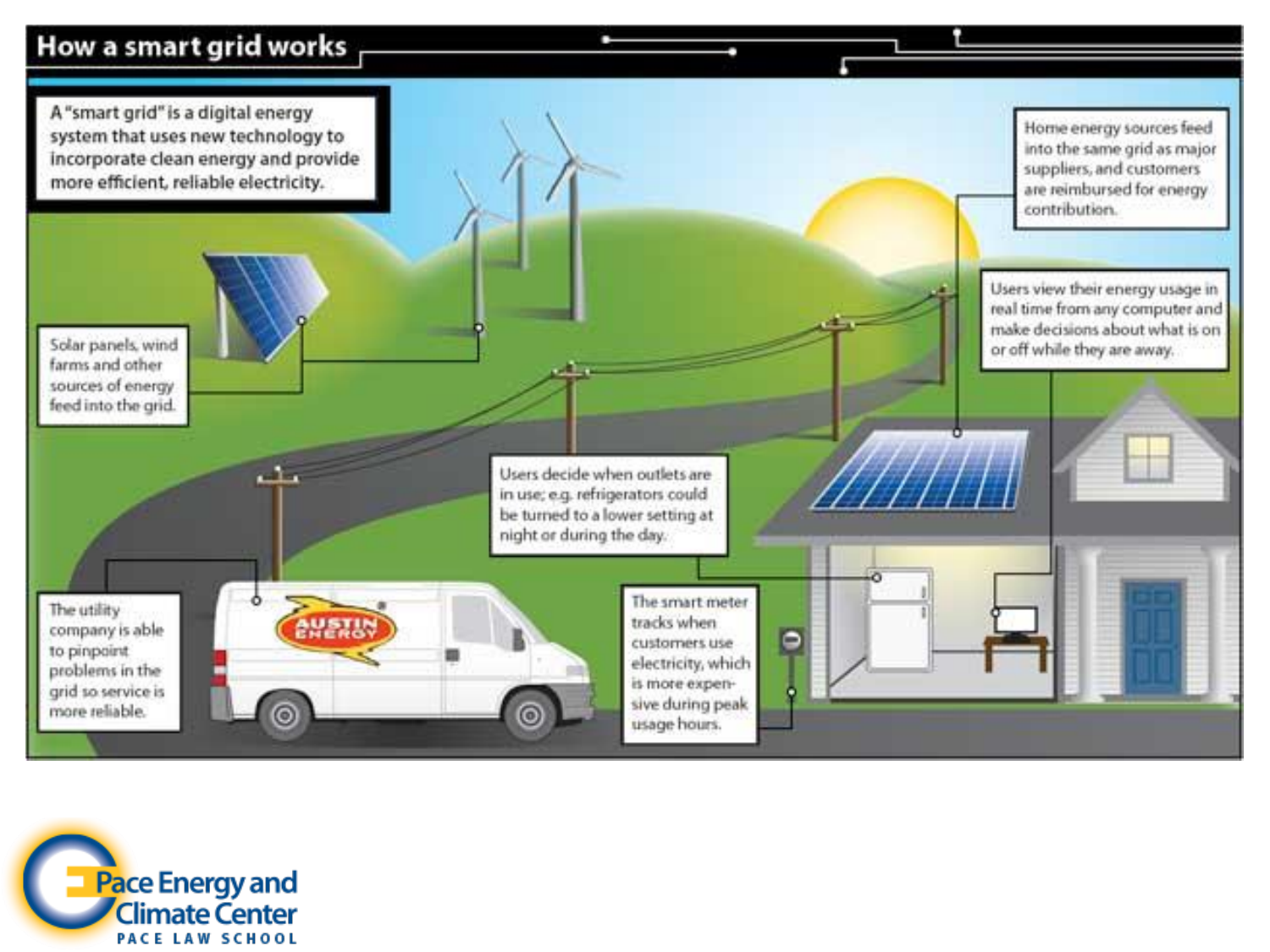# How a smart grid works

A "smart grid" is a digital energy system that uses new technology to incorporate clean energy and provide more efficient, reliable electricity.

Solar panels, wind farms and other sources of energy feed into the grid.

Home energy sources feed into the same grid as major suppliers, and customers are reimbursed for energy contribution.

Users view their energy usage in real time from any computer and make decisions about what is on or off while they are away.

Users decide when outlets are in use; e.g. refrigerators could be turned to a lower setting at night or during the day.

The utility company is able to pinpoint problems in the grid so service is more reliable.

The smart meter tracks when customers use electricity, which is more expensive during peak usage hours.

AUSTIN ENERGY

Pace Energy and Climate Center
PACE LAW SCHOOL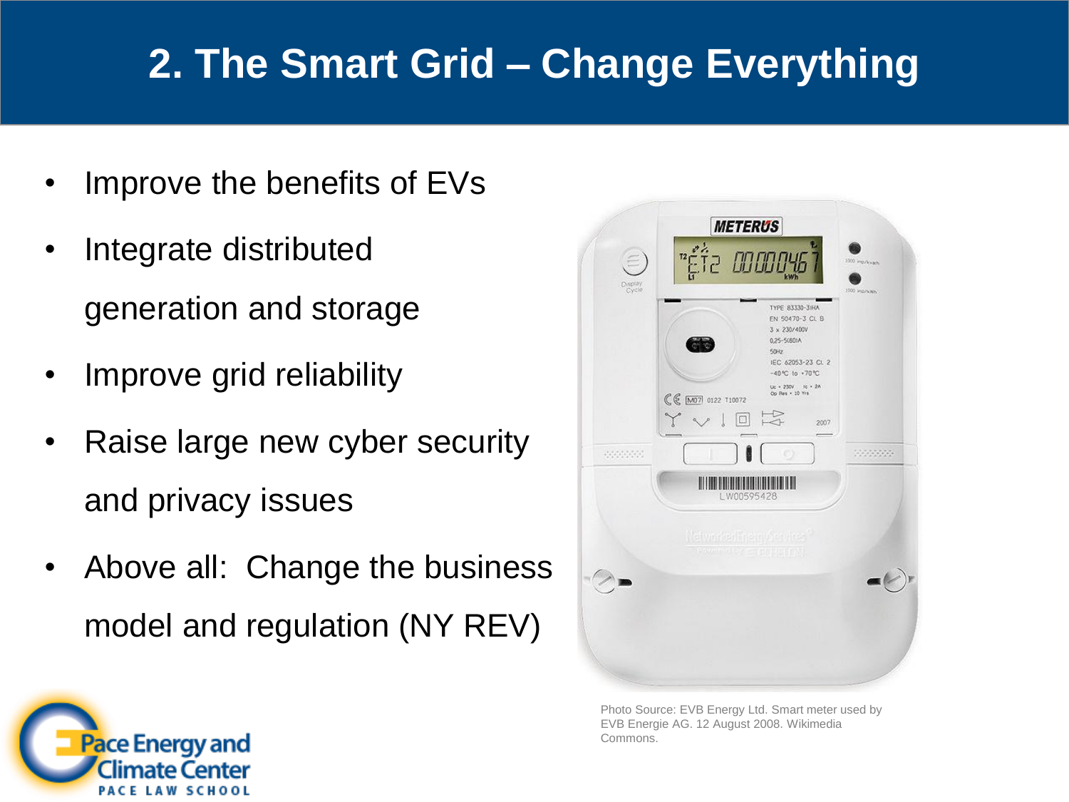# 2. The Smart Grid – Change Everything

- Improve the benefits of EVs
- Integrate distributed generation and storage
- Improve grid reliability
- Raise large new cyber security and privacy issues
- Above all: Change the business model and regulation (NY REV)

Photo Source: EVB Energy Ltd. Smart meter used by EVB Energie AG. 12 August 2008. Wikimedia Commons.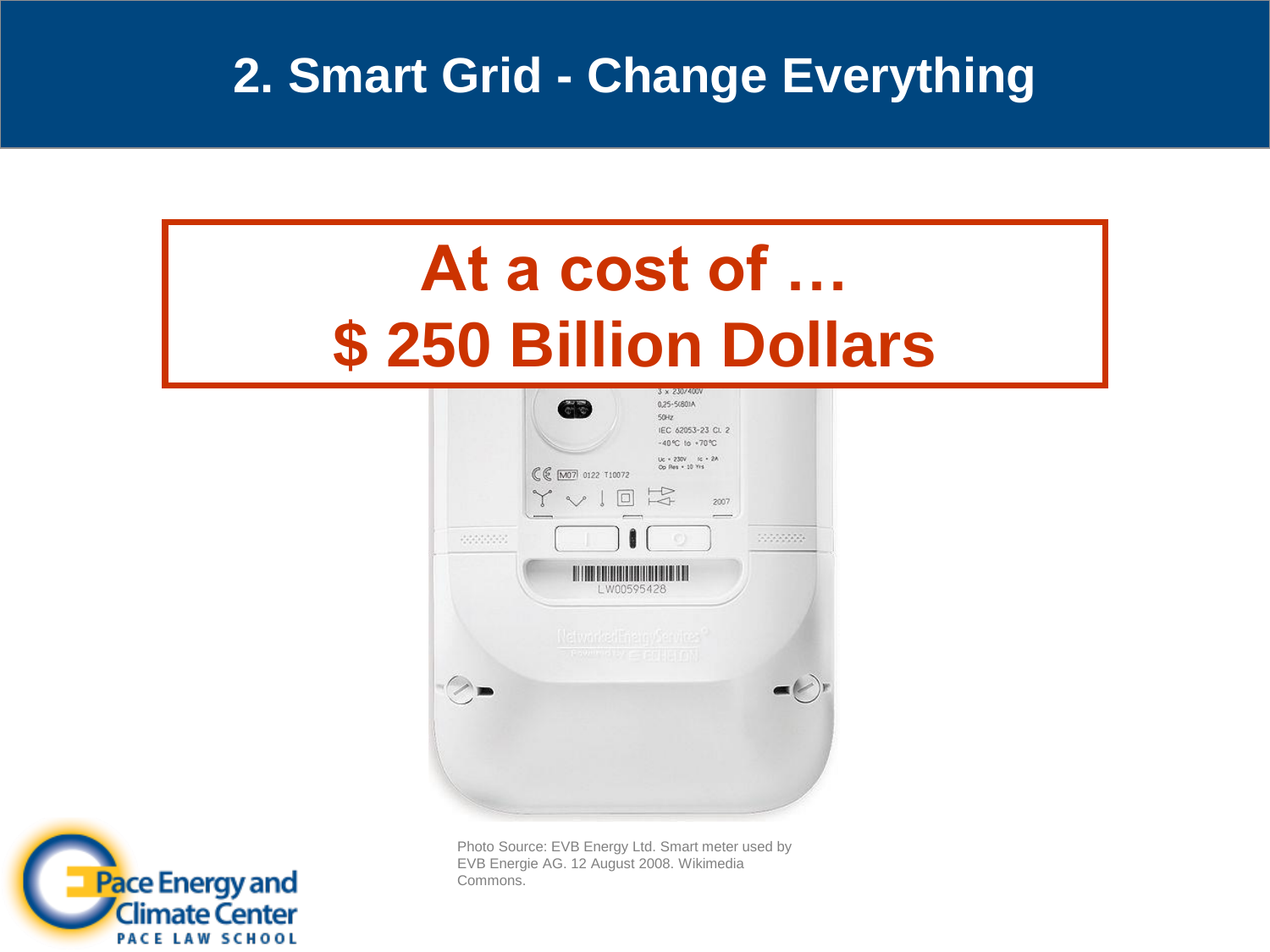# 2. Smart Grid - Change Everything

**At a cost of …**
**$ 250 Billion Dollars**

Photo Source: EVB Energy Ltd. Smart meter used by EVB Energie AG. 12 August 2008. Wikimedia Commons.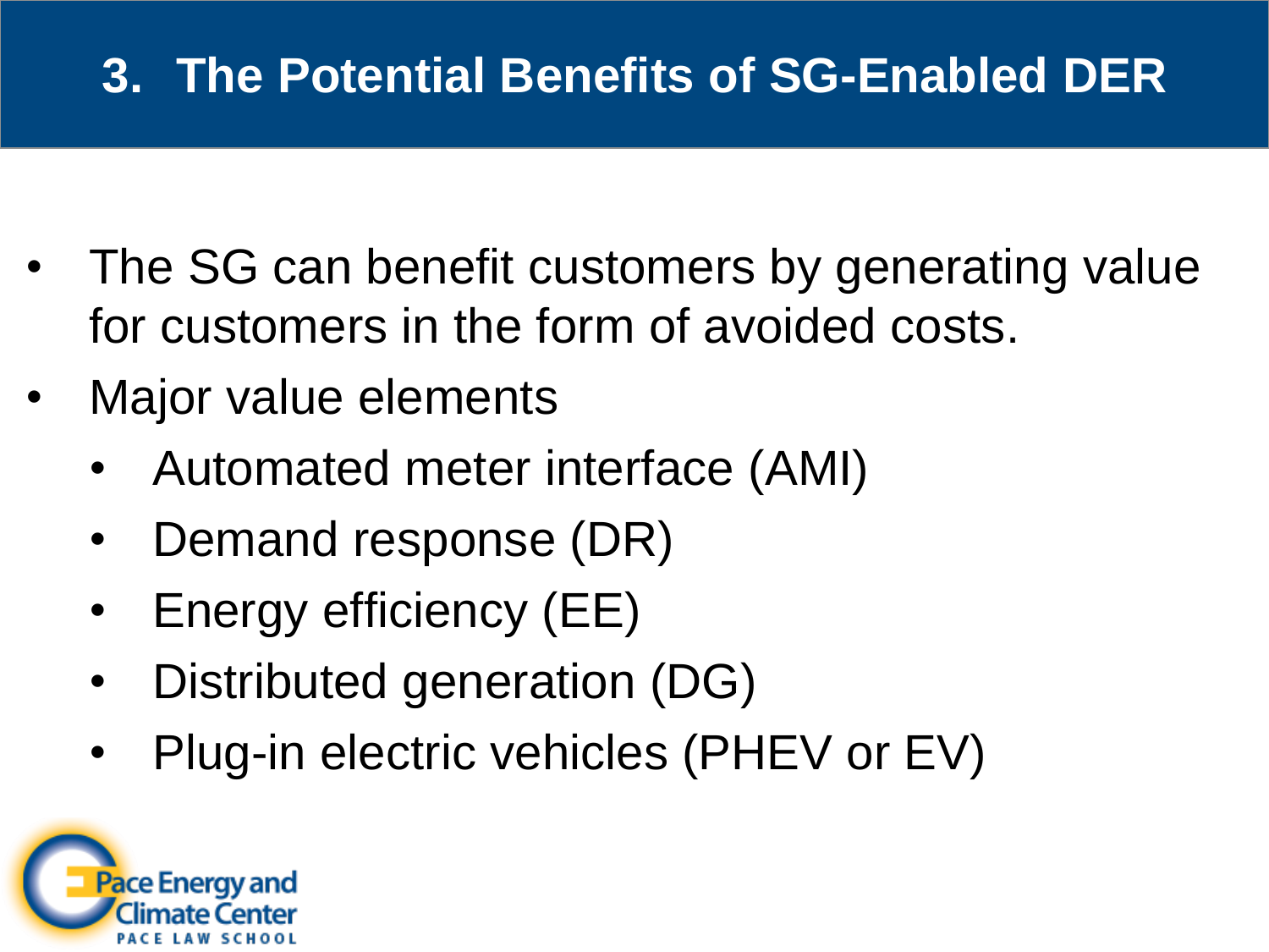# 3. The Potential Benefits of SG-Enabled DER

- The SG can benefit customers by generating value for customers in the form of avoided costs.
- Major value elements
  - Automated meter interface (AMI)
  - Demand response (DR)
  - Energy efficiency (EE)
  - Distributed generation (DG)
  - Plug-in electric vehicles (PHEV or EV)

Pace Energy and Climate Center
PACE LAW SCHOOL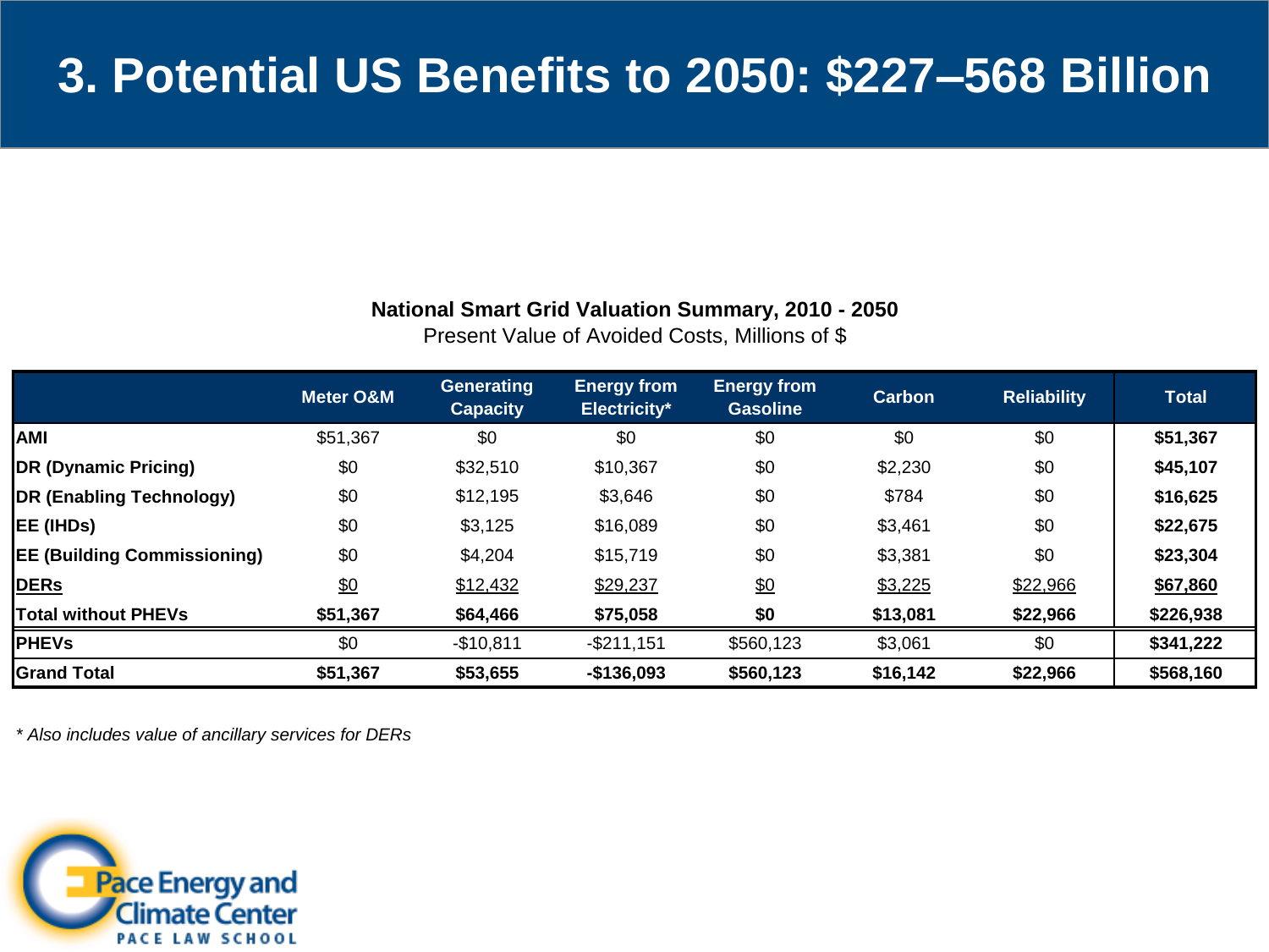# 3. Potential US Benefits to 2050: $227–568 Billion

**National Smart Grid Valuation Summary, 2010 - 2050**

Present Value of Avoided Costs, Millions of $

| | Meter O&M | Generating Capacity | Energy from Electricity* | Energy from Gasoline | Carbon | Reliability | Total |
|---|---|---|---|---|---|---|---|
| **AMI** | $51,367 | $0 | $0 | $0 | $0 | $0 | **$51,367** |
| **DR (Dynamic Pricing)** | $0 | $32,510 | $10,367 | $0 | $2,230 | $0 | **$45,107** |
| **DR (Enabling Technology)** | $0 | $12,195 | $3,646 | $0 | $784 | $0 | **$16,625** |
| **EE (IHDs)** | $0 | $3,125 | $16,089 | $0 | $3,461 | $0 | **$22,675** |
| **EE (Building Commissioning)** | $0 | $4,204 | $15,719 | $0 | $3,381 | $0 | **$23,304** |
| **DERs** | $0 | $12,432 | $29,237 | $0 | $3,225 | $22,966 | **$67,860** |
| **Total without PHEVs** | **$51,367** | **$64,466** | **$75,058** | **$0** | **$13,081** | **$22,966** | **$226,938** |
| **PHEVs** | $0 | -$10,811 | -$211,151 | $560,123 | $3,061 | $0 | **$341,222** |
| **Grand Total** | **$51,367** | **$53,655** | **-$136,093** | **$560,123** | **$16,142** | **$22,966** | **$568,160** |

*\* Also includes value of ancillary services for DERs*

Pace Energy and Climate Center
PACE LAW SCHOOL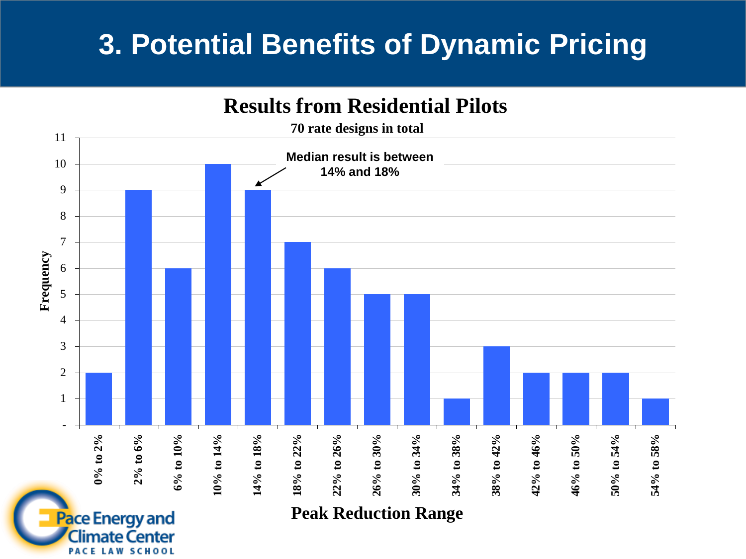# 3. Potential Benefits of Dynamic Pricing

## Results from Residential Pilots

**70 rate designs in total**

Median result is between 14% and 18%

| Peak Reduction Range | Frequency |
|---|---|
| 0% to 2% | 2 |
| 2% to 6% | 9 |
| 6% to 10% | 6 |
| 10% to 14% | 10 |
| 14% to 18% | 9 |
| 18% to 22% | 7 |
| 22% to 26% | 6 |
| 26% to 30% | 5 |
| 30% to 34% | 5 |
| 34% to 38% | 1 |
| 38% to 42% | 3 |
| 42% to 46% | 2 |
| 46% to 50% | 2 |
| 50% to 54% | 2 |
| 54% to 58% | 1 |

Pace Energy and Climate Center
PACE LAW SCHOOL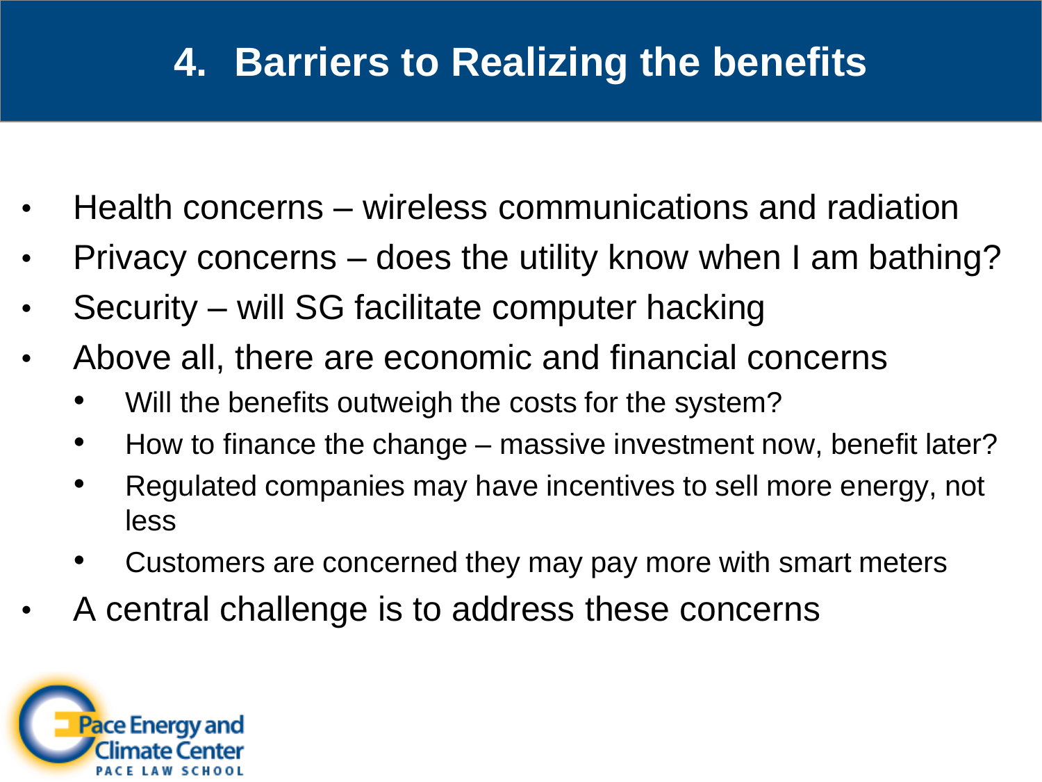# 4. Barriers to Realizing the benefits

- Health concerns – wireless communications and radiation
- Privacy concerns – does the utility know when I am bathing?
- Security – will SG facilitate computer hacking
- Above all, there are economic and financial concerns
  - Will the benefits outweigh the costs for the system?
  - How to finance the change – massive investment now, benefit later?
  - Regulated companies may have incentives to sell more energy, not less
  - Customers are concerned they may pay more with smart meters
- A central challenge is to address these concerns

Pace Energy and Climate Center
PACE LAW SCHOOL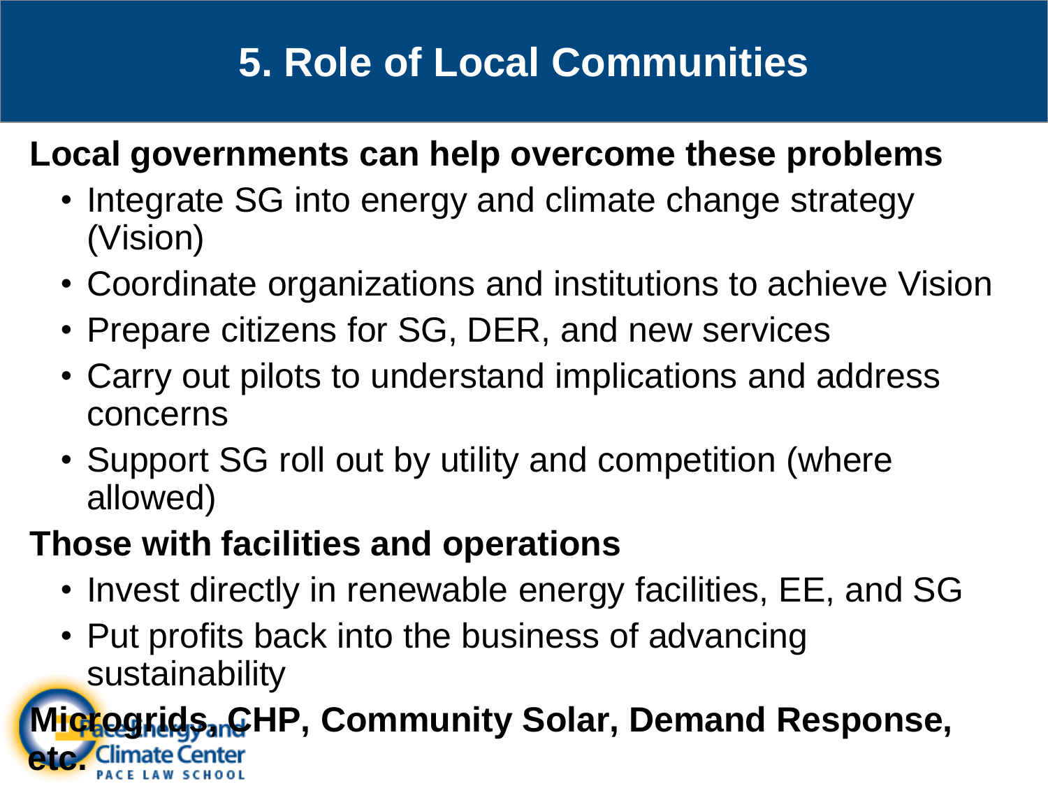# 5. Role of Local Communities

**Local governments can help overcome these problems**

- Integrate SG into energy and climate change strategy (Vision)
- Coordinate organizations and institutions to achieve Vision
- Prepare citizens for SG, DER, and new services
- Carry out pilots to understand implications and address concerns
- Support SG roll out by utility and competition (where allowed)

**Those with facilities and operations**

- Invest directly in renewable energy facilities, EE, and SG
- Put profits back into the business of advancing sustainability

**Microgrids, CHP, Community Solar, Demand Response, etc.**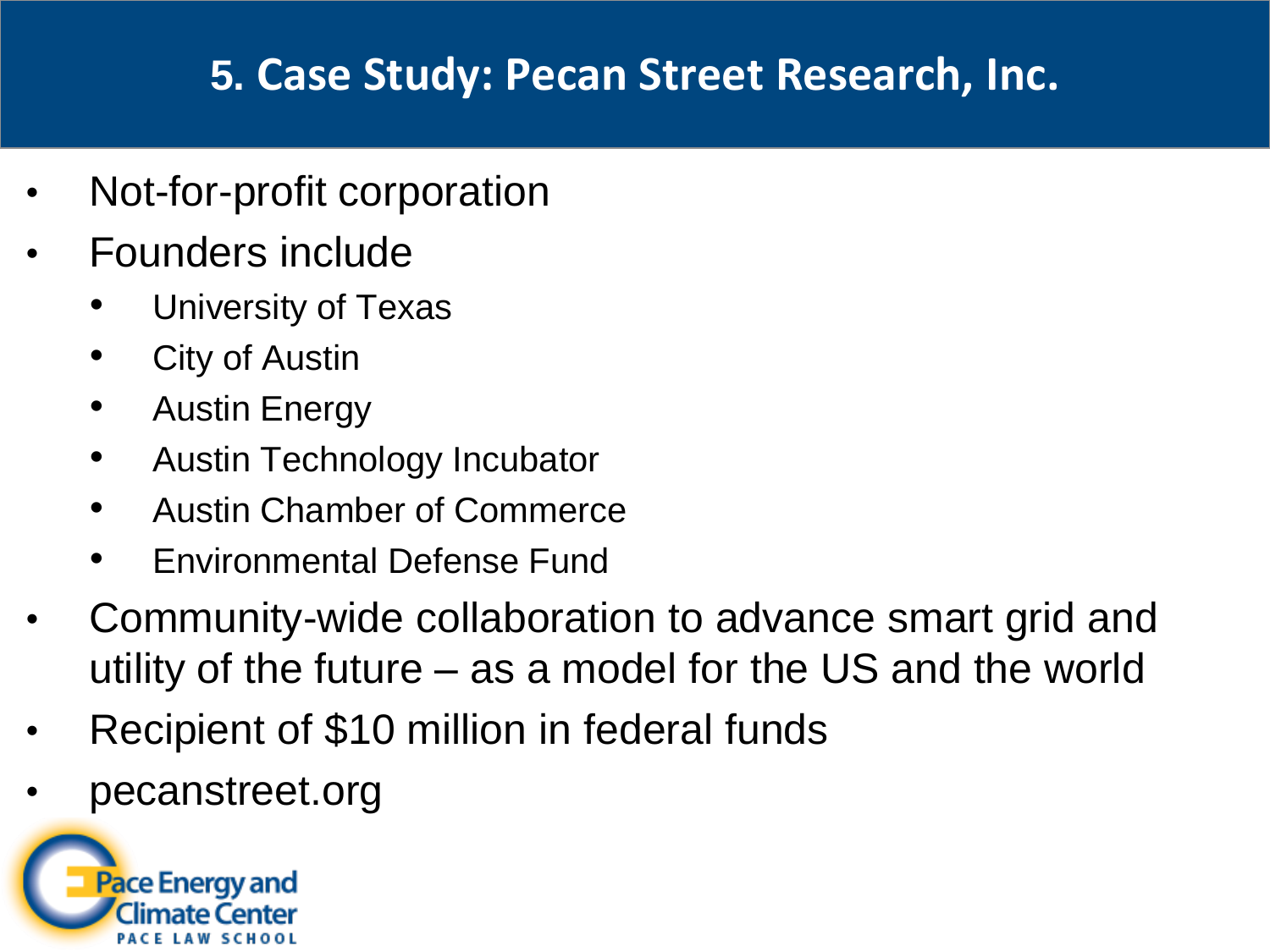# 5. Case Study: Pecan Street Research, Inc.

- Not-for-profit corporation
- Founders include
  - University of Texas
  - City of Austin
  - Austin Energy
  - Austin Technology Incubator
  - Austin Chamber of Commerce
  - Environmental Defense Fund
- Community-wide collaboration to advance smart grid and utility of the future – as a model for the US and the world
- Recipient of $10 million in federal funds
- pecanstreet.org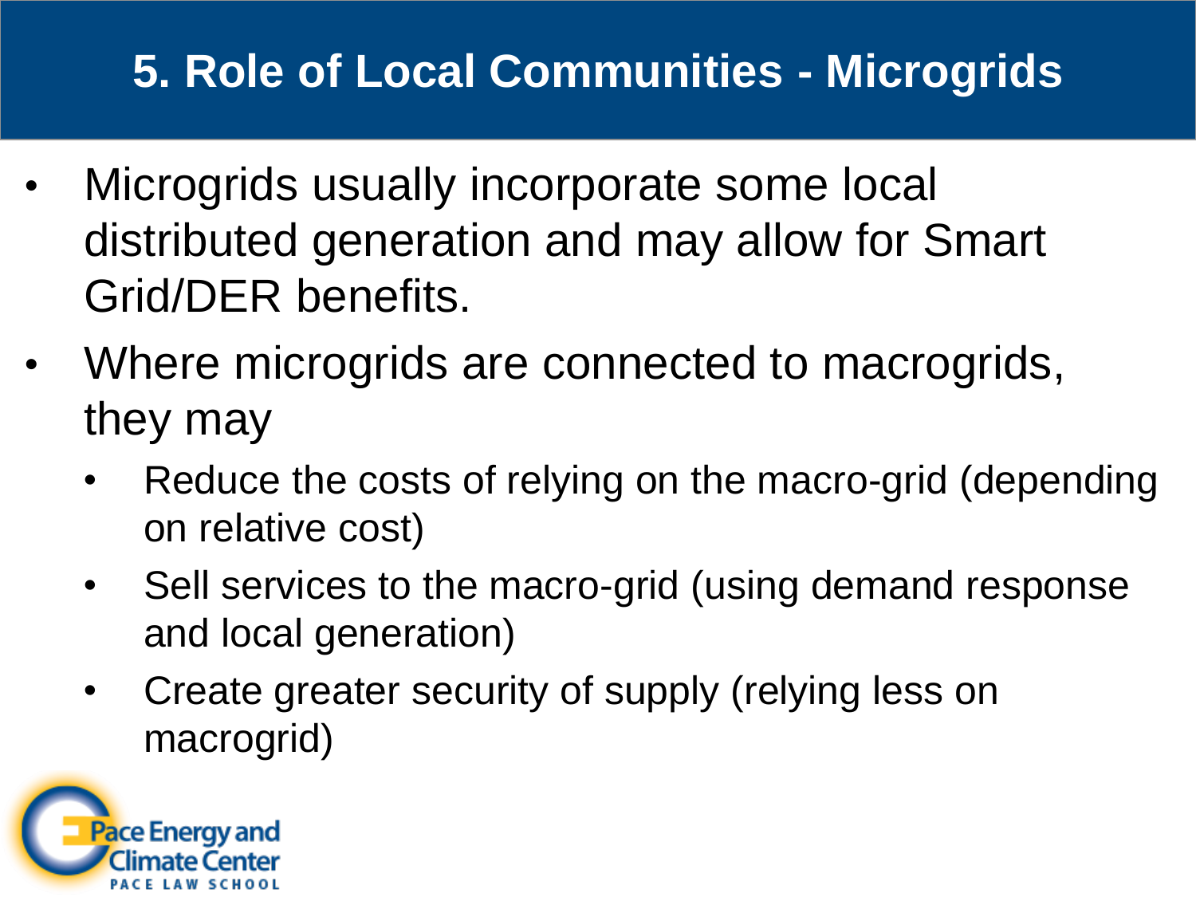# 5. Role of Local Communities - Microgrids

- Microgrids usually incorporate some local distributed generation and may allow for Smart Grid/DER benefits.
- Where microgrids are connected to macrogrids, they may
  - Reduce the costs of relying on the macro-grid (depending on relative cost)
  - Sell services to the macro-grid (using demand response and local generation)
  - Create greater security of supply (relying less on macrogrid)

Pace Energy and Climate Center
PACE LAW SCHOOL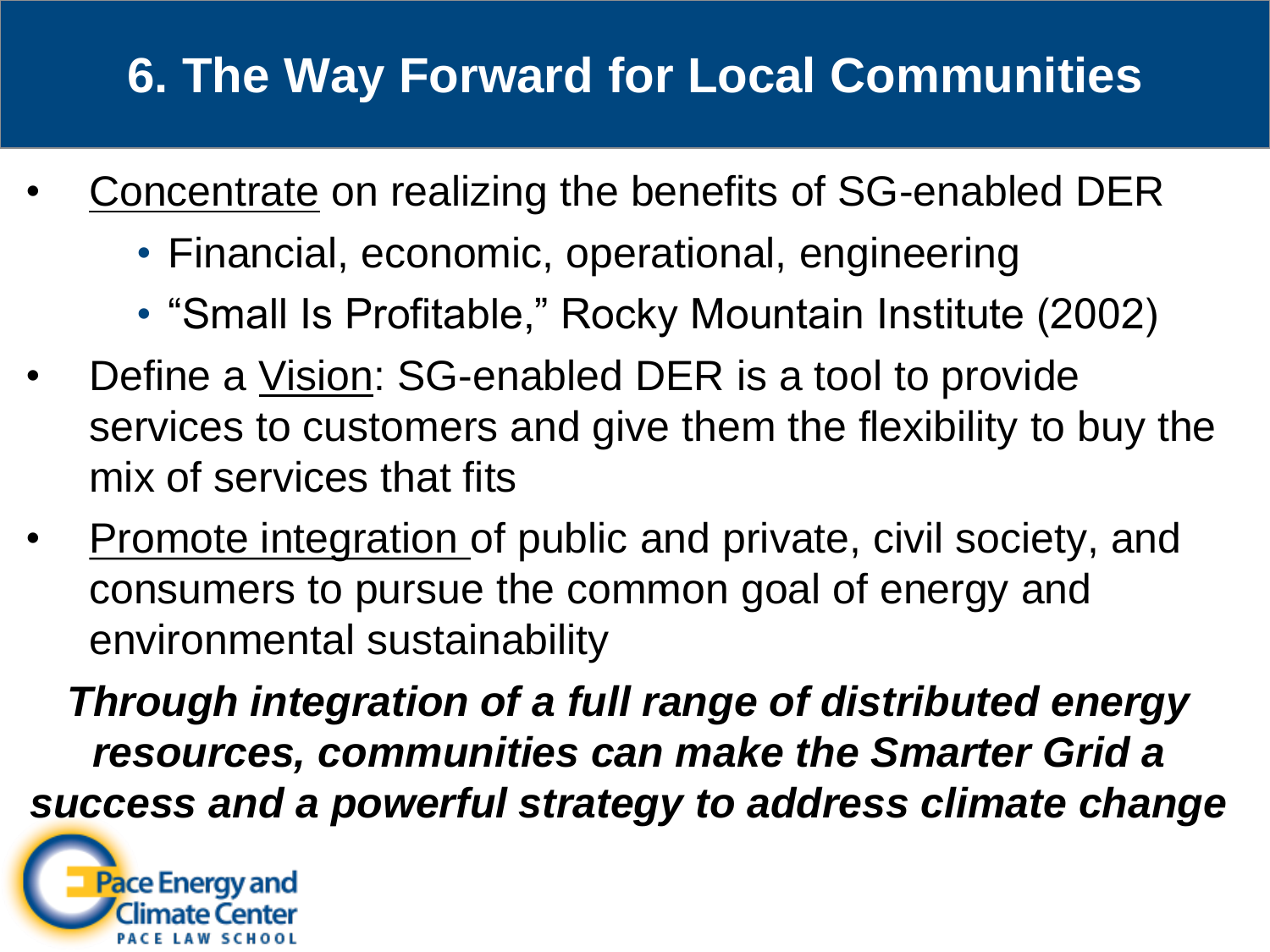# 6. The Way Forward for Local Communities

- <u>Concentrate</u> on realizing the benefits of SG-enabled DER
  - Financial, economic, operational, engineering
  - "Small Is Profitable," Rocky Mountain Institute (2002)
- Define a <u>Vision</u>: SG-enabled DER is a tool to provide services to customers and give them the flexibility to buy the mix of services that fits
- <u>Promote integration</u> of public and private, civil society, and consumers to pursue the common goal of energy and environmental sustainability

***Through integration of a full range of distributed energy resources, communities can make the Smarter Grid a success and a powerful strategy to address climate change***

Pace Energy and Climate Center
PACE LAW SCHOOL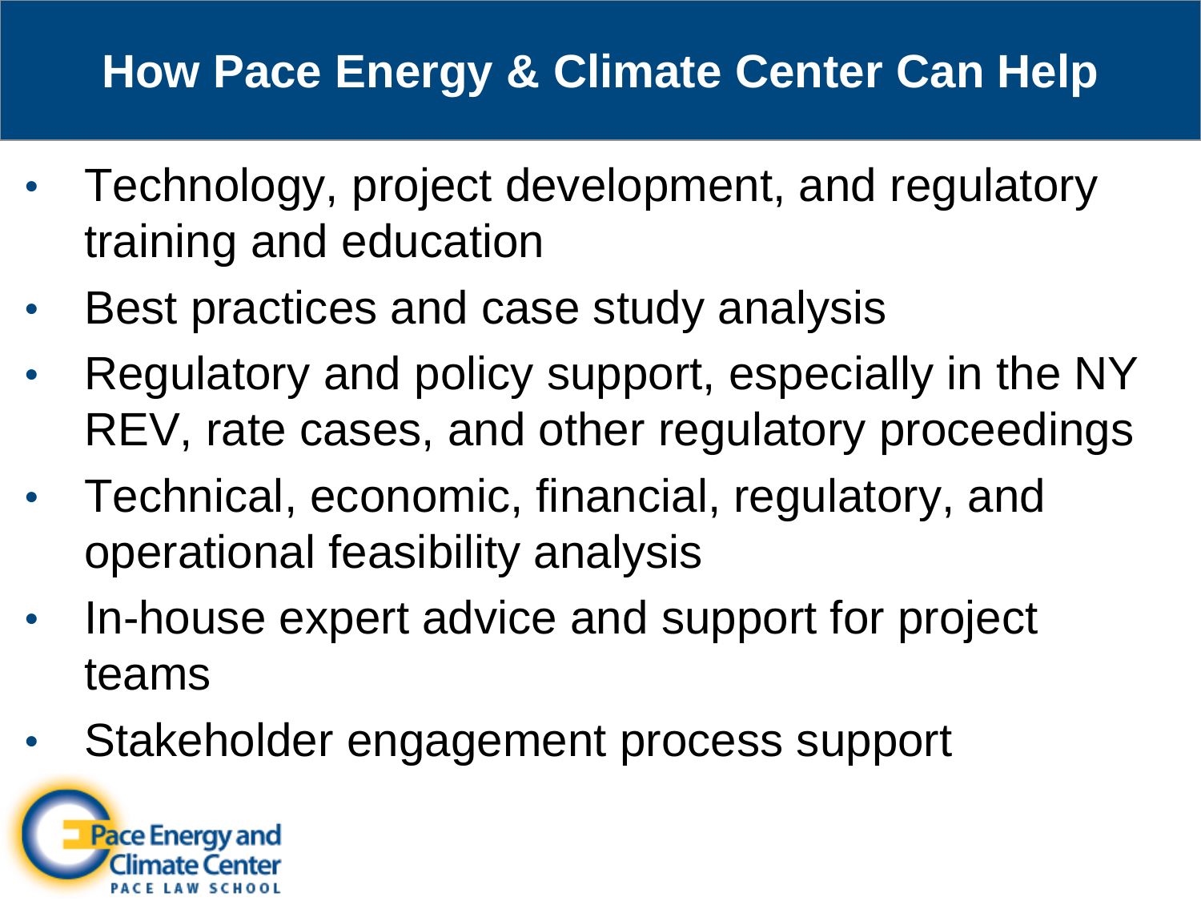# How Pace Energy & Climate Center Can Help

- Technology, project development, and regulatory training and education
- Best practices and case study analysis
- Regulatory and policy support, especially in the NY REV, rate cases, and other regulatory proceedings
- Technical, economic, financial, regulatory, and operational feasibility analysis
- In-house expert advice and support for project teams
- Stakeholder engagement process support

Pace Energy and Climate Center
PACE LAW SCHOOL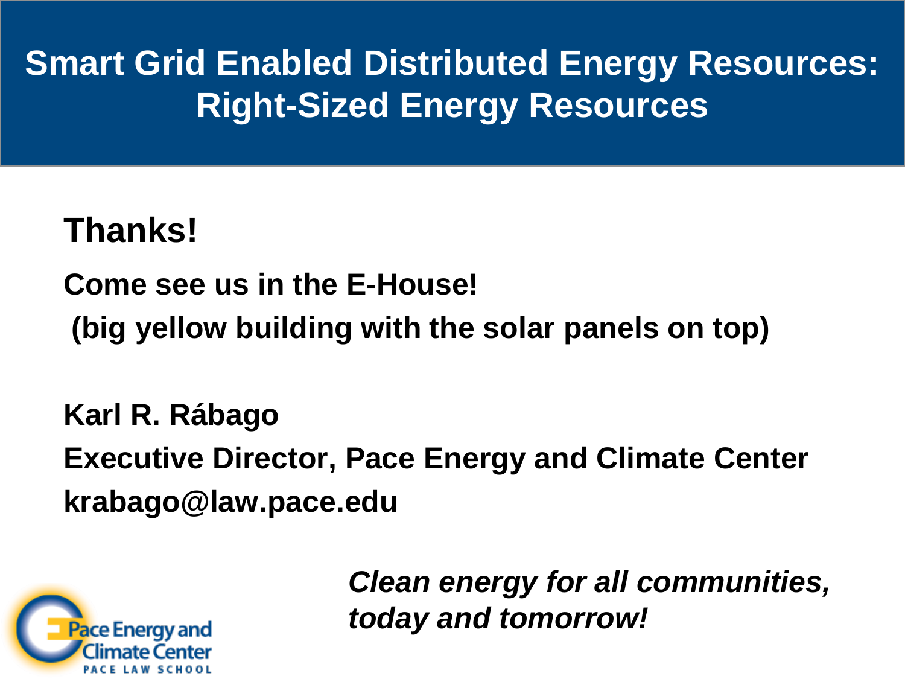# Smart Grid Enabled Distributed Energy Resources: Right-Sized Energy Resources

## Thanks!

**Come see us in the E-House!**

**(big yellow building with the solar panels on top)**

**Karl R. Rábago**

**Executive Director, Pace Energy and Climate Center**

**krabago@law.pace.edu**

Pace Energy and Climate Center
PACE LAW SCHOOL

***Clean energy for all communities, today and tomorrow!***